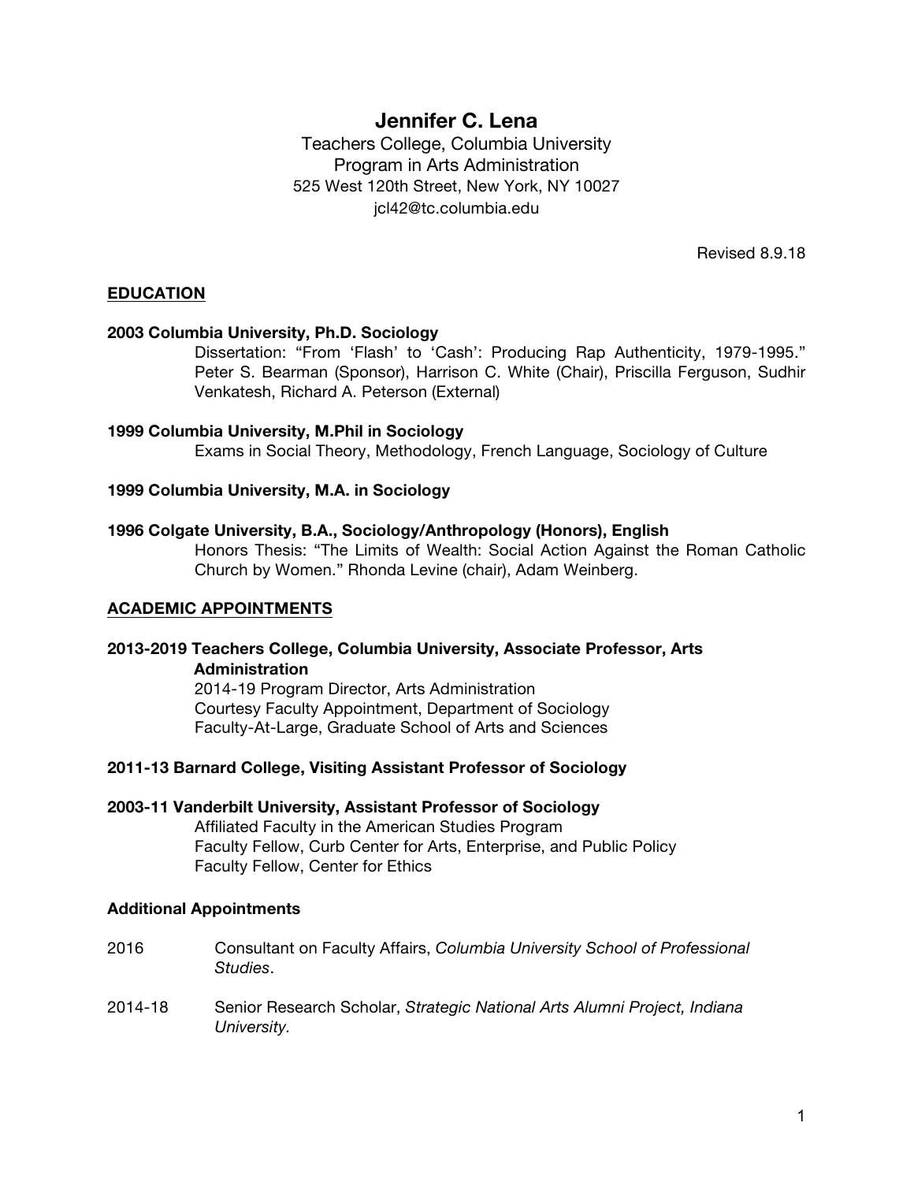# Jennifer C. Lena

Teachers College, Columbia University
Program in Arts Administration
525 West 120th Street, New York, NY 10027
jcl42@tc.columbia.edu

Revised 8.9.18

## EDUCATION

**2003 Columbia University, Ph.D. Sociology**

Dissertation: "From 'Flash' to 'Cash': Producing Rap Authenticity, 1979-1995." Peter S. Bearman (Sponsor), Harrison C. White (Chair), Priscilla Ferguson, Sudhir Venkatesh, Richard A. Peterson (External)

**1999 Columbia University, M.Phil in Sociology**

Exams in Social Theory, Methodology, French Language, Sociology of Culture

**1999 Columbia University, M.A. in Sociology**

**1996 Colgate University, B.A., Sociology/Anthropology (Honors), English**

Honors Thesis: "The Limits of Wealth: Social Action Against the Roman Catholic Church by Women." Rhonda Levine (chair), Adam Weinberg.

## ACADEMIC APPOINTMENTS

**2013-2019 Teachers College, Columbia University, Associate Professor, Arts Administration**

2014-19 Program Director, Arts Administration
Courtesy Faculty Appointment, Department of Sociology
Faculty-At-Large, Graduate School of Arts and Sciences

**2011-13 Barnard College, Visiting Assistant Professor of Sociology**

**2003-11 Vanderbilt University, Assistant Professor of Sociology**

Affiliated Faculty in the American Studies Program
Faculty Fellow, Curb Center for Arts, Enterprise, and Public Policy
Faculty Fellow, Center for Ethics

### Additional Appointments

2016 Consultant on Faculty Affairs, *Columbia University School of Professional Studies*.

2014-18 Senior Research Scholar, *Strategic National Arts Alumni Project, Indiana University.*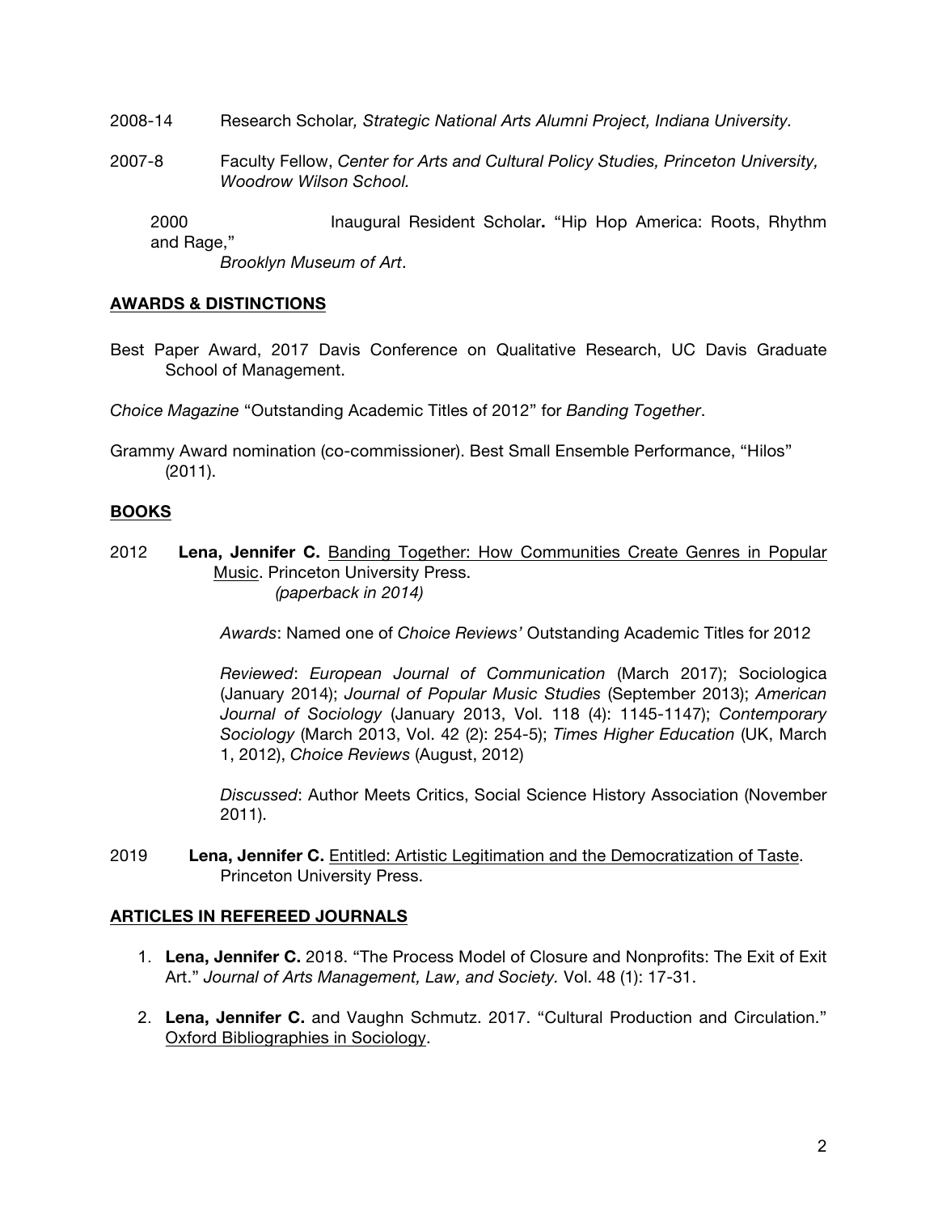2008-14 Research Scholar*, Strategic National Arts Alumni Project, Indiana University*.

2007-8 Faculty Fellow, *Center for Arts and Cultural Policy Studies, Princeton University, Woodrow Wilson School.*

2000 Inaugural Resident Scholar**.** "Hip Hop America: Roots, Rhythm and Rage," *Brooklyn Museum of Art*.

## AWARDS & DISTINCTIONS

Best Paper Award, 2017 Davis Conference on Qualitative Research, UC Davis Graduate School of Management.

*Choice Magazine* "Outstanding Academic Titles of 2012" for *Banding Together*.

Grammy Award nomination (co-commissioner). Best Small Ensemble Performance, "Hilos" (2011).

## BOOKS

2012 **Lena, Jennifer C.** <u>Banding Together: How Communities Create Genres in Popular Music</u>. Princeton University Press.
*(paperback in 2014)*

*Awards*: Named one of *Choice Reviews'* Outstanding Academic Titles for 2012

*Reviewed*: *European Journal of Communication* (March 2017); Sociologica (January 2014); *Journal of Popular Music Studies* (September 2013); *American Journal of Sociology* (January 2013, Vol. 118 (4): 1145-1147); *Contemporary Sociology* (March 2013, Vol. 42 (2): 254-5); *Times Higher Education* (UK, March 1, 2012), *Choice Reviews* (August, 2012)

*Discussed*: Author Meets Critics, Social Science History Association (November 2011).

2019 **Lena, Jennifer C.** <u>Entitled: Artistic Legitimation and the Democratization of Taste</u>. Princeton University Press.

## ARTICLES IN REFEREED JOURNALS

1. **Lena, Jennifer C.** 2018. "The Process Model of Closure and Nonprofits: The Exit of Exit Art." *Journal of Arts Management, Law, and Society.* Vol. 48 (1): 17-31.
2. **Lena, Jennifer C.** and Vaughn Schmutz. 2017. "Cultural Production and Circulation." <u>Oxford Bibliographies in Sociology</u>.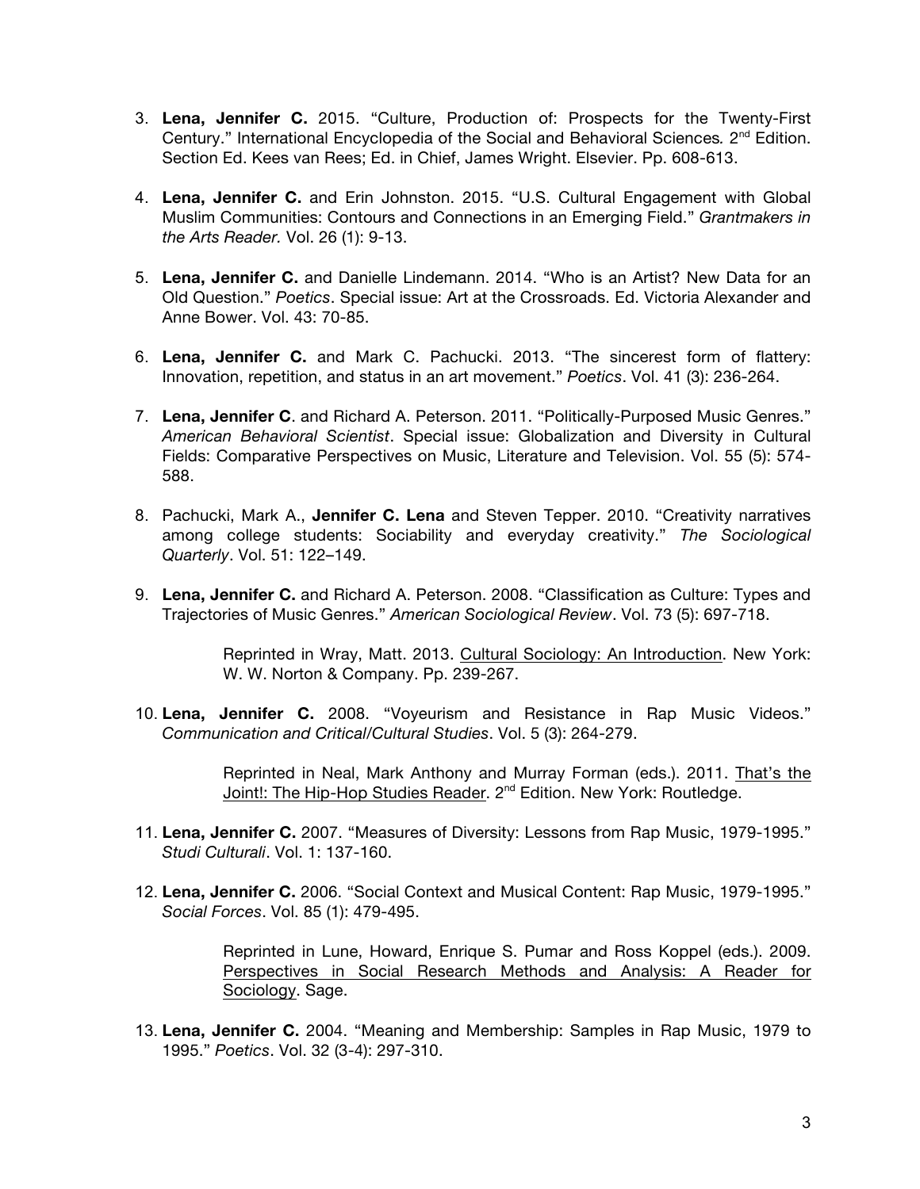3. **Lena, Jennifer C.** 2015. "Culture, Production of: Prospects for the Twenty-First Century." International Encyclopedia of the Social and Behavioral Sciences. 2nd Edition. Section Ed. Kees van Rees; Ed. in Chief, James Wright. Elsevier. Pp. 608-613.

4. **Lena, Jennifer C.** and Erin Johnston. 2015. "U.S. Cultural Engagement with Global Muslim Communities: Contours and Connections in an Emerging Field." *Grantmakers in the Arts Reader.* Vol. 26 (1): 9-13.

5. **Lena, Jennifer C.** and Danielle Lindemann. 2014. "Who is an Artist? New Data for an Old Question." *Poetics*. Special issue: Art at the Crossroads. Ed. Victoria Alexander and Anne Bower. Vol. 43: 70-85.

6. **Lena, Jennifer C.** and Mark C. Pachucki. 2013. "The sincerest form of flattery: Innovation, repetition, and status in an art movement." *Poetics*. Vol. 41 (3): 236-264.

7. **Lena, Jennifer C**. and Richard A. Peterson. 2011. "Politically-Purposed Music Genres." *American Behavioral Scientist*. Special issue: Globalization and Diversity in Cultural Fields: Comparative Perspectives on Music, Literature and Television. Vol. 55 (5): 574-588.

8. Pachucki, Mark A., **Jennifer C. Lena** and Steven Tepper. 2010. "Creativity narratives among college students: Sociability and everyday creativity." *The Sociological Quarterly*. Vol. 51: 122–149.

9. **Lena, Jennifer C.** and Richard A. Peterson. 2008. "Classification as Culture: Types and Trajectories of Music Genres." *American Sociological Review*. Vol. 73 (5): 697-718.

   Reprinted in Wray, Matt. 2013. Cultural Sociology: An Introduction. New York: W. W. Norton & Company. Pp. 239-267.

10. **Lena, Jennifer C.** 2008. "Voyeurism and Resistance in Rap Music Videos." *Communication and Critical/Cultural Studies*. Vol. 5 (3): 264-279.

    Reprinted in Neal, Mark Anthony and Murray Forman (eds.). 2011. That's the Joint!: The Hip-Hop Studies Reader. 2nd Edition. New York: Routledge.

11. **Lena, Jennifer C.** 2007. "Measures of Diversity: Lessons from Rap Music, 1979-1995." *Studi Culturali*. Vol. 1: 137-160.

12. **Lena, Jennifer C.** 2006. "Social Context and Musical Content: Rap Music, 1979-1995." *Social Forces*. Vol. 85 (1): 479-495.

    Reprinted in Lune, Howard, Enrique S. Pumar and Ross Koppel (eds.). 2009. Perspectives in Social Research Methods and Analysis: A Reader for Sociology. Sage.

13. **Lena, Jennifer C.** 2004. "Meaning and Membership: Samples in Rap Music, 1979 to 1995." *Poetics*. Vol. 32 (3-4): 297-310.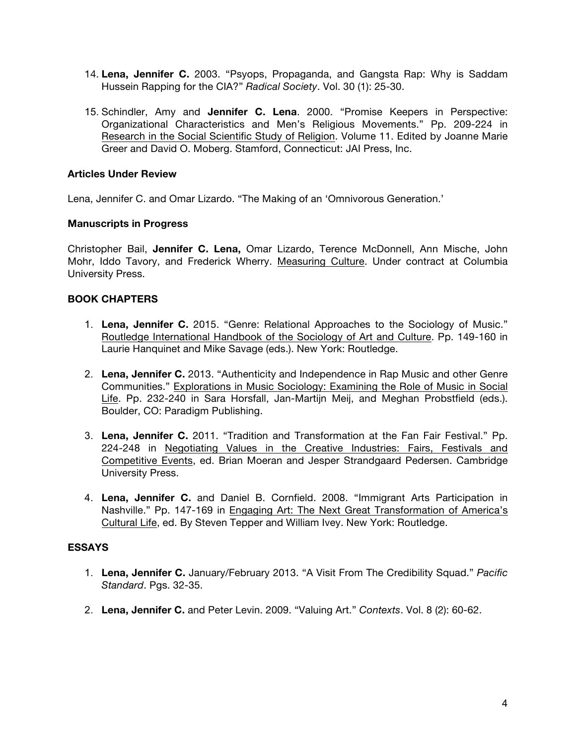14. **Lena, Jennifer C.** 2003. "Psyops, Propaganda, and Gangsta Rap: Why is Saddam Hussein Rapping for the CIA?" *Radical Society*. Vol. 30 (1): 25-30.

15. Schindler, Amy and **Jennifer C. Lena**. 2000. "Promise Keepers in Perspective: Organizational Characteristics and Men's Religious Movements." Pp. 209-224 in <u>Research in the Social Scientific Study of Religion</u>. Volume 11. Edited by Joanne Marie Greer and David O. Moberg. Stamford, Connecticut: JAI Press, Inc.

**Articles Under Review**

Lena, Jennifer C. and Omar Lizardo. "The Making of an 'Omnivorous Generation.'

**Manuscripts in Progress**

Christopher Bail, **Jennifer C. Lena,** Omar Lizardo, Terence McDonnell, Ann Mische, John Mohr, Iddo Tavory, and Frederick Wherry. <u>Measuring Culture</u>. Under contract at Columbia University Press.

**BOOK CHAPTERS**

1. **Lena, Jennifer C.** 2015. "Genre: Relational Approaches to the Sociology of Music." <u>Routledge International Handbook of the Sociology of Art and Culture</u>. Pp. 149-160 in Laurie Hanquinet and Mike Savage (eds.). New York: Routledge.

2. **Lena, Jennifer C.** 2013. "Authenticity and Independence in Rap Music and other Genre Communities." <u>Explorations in Music Sociology: Examining the Role of Music in Social Life</u>. Pp. 232-240 in Sara Horsfall, Jan-Martijn Meij, and Meghan Probstfield (eds.). Boulder, CO: Paradigm Publishing.

3. **Lena, Jennifer C.** 2011. "Tradition and Transformation at the Fan Fair Festival." Pp. 224-248 in <u>Negotiating Values in the Creative Industries: Fairs, Festivals and Competitive Events</u>, ed. Brian Moeran and Jesper Strandgaard Pedersen. Cambridge University Press.

4. **Lena, Jennifer C.** and Daniel B. Cornfield. 2008. "Immigrant Arts Participation in Nashville." Pp. 147-169 in <u>Engaging Art: The Next Great Transformation of America's Cultural Life</u>, ed. By Steven Tepper and William Ivey. New York: Routledge.

**ESSAYS**

1. **Lena, Jennifer C.** January/February 2013. "A Visit From The Credibility Squad." *Pacific Standard*. Pgs. 32-35.

2. **Lena, Jennifer C.** and Peter Levin. 2009. "Valuing Art." *Contexts*. Vol. 8 (2): 60-62.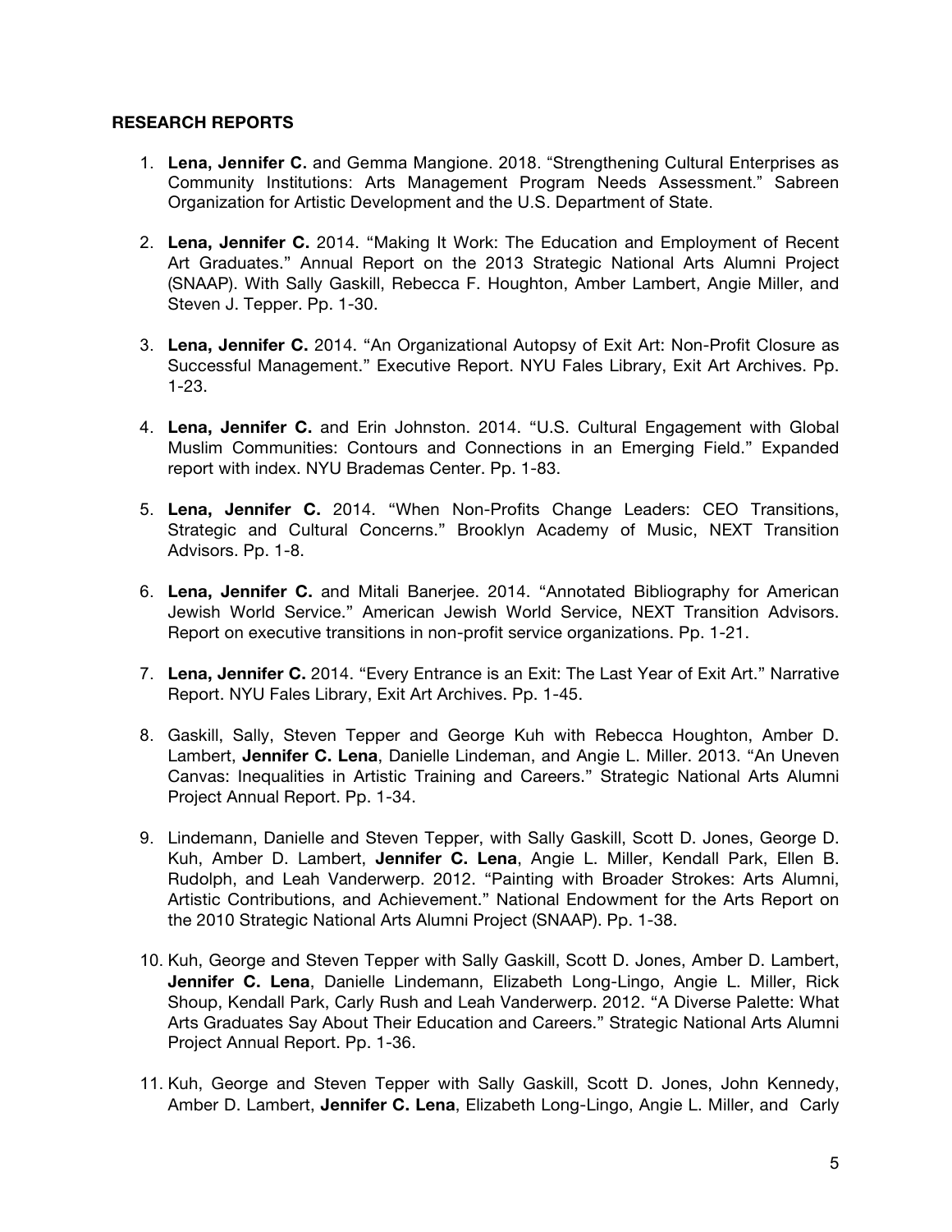## RESEARCH REPORTS

1. **Lena, Jennifer C.** and Gemma Mangione. 2018. "Strengthening Cultural Enterprises as Community Institutions: Arts Management Program Needs Assessment." Sabreen Organization for Artistic Development and the U.S. Department of State.

2. **Lena, Jennifer C.** 2014. "Making It Work: The Education and Employment of Recent Art Graduates." Annual Report on the 2013 Strategic National Arts Alumni Project (SNAAP). With Sally Gaskill, Rebecca F. Houghton, Amber Lambert, Angie Miller, and Steven J. Tepper. Pp. 1-30.

3. **Lena, Jennifer C.** 2014. "An Organizational Autopsy of Exit Art: Non-Profit Closure as Successful Management." Executive Report. NYU Fales Library, Exit Art Archives. Pp. 1-23.

4. **Lena, Jennifer C.** and Erin Johnston. 2014. "U.S. Cultural Engagement with Global Muslim Communities: Contours and Connections in an Emerging Field." Expanded report with index. NYU Brademas Center. Pp. 1-83.

5. **Lena, Jennifer C.** 2014. "When Non-Profits Change Leaders: CEO Transitions, Strategic and Cultural Concerns." Brooklyn Academy of Music, NEXT Transition Advisors. Pp. 1-8.

6. **Lena, Jennifer C.** and Mitali Banerjee. 2014. "Annotated Bibliography for American Jewish World Service." American Jewish World Service, NEXT Transition Advisors. Report on executive transitions in non-profit service organizations. Pp. 1-21.

7. **Lena, Jennifer C.** 2014. "Every Entrance is an Exit: The Last Year of Exit Art." Narrative Report. NYU Fales Library, Exit Art Archives. Pp. 1-45.

8. Gaskill, Sally, Steven Tepper and George Kuh with Rebecca Houghton, Amber D. Lambert, **Jennifer C. Lena**, Danielle Lindeman, and Angie L. Miller. 2013. "An Uneven Canvas: Inequalities in Artistic Training and Careers." Strategic National Arts Alumni Project Annual Report. Pp. 1-34.

9. Lindemann, Danielle and Steven Tepper, with Sally Gaskill, Scott D. Jones, George D. Kuh, Amber D. Lambert, **Jennifer C. Lena**, Angie L. Miller, Kendall Park, Ellen B. Rudolph, and Leah Vanderwerp. 2012. "Painting with Broader Strokes: Arts Alumni, Artistic Contributions, and Achievement." National Endowment for the Arts Report on the 2010 Strategic National Arts Alumni Project (SNAAP). Pp. 1-38.

10. Kuh, George and Steven Tepper with Sally Gaskill, Scott D. Jones, Amber D. Lambert, **Jennifer C. Lena**, Danielle Lindemann, Elizabeth Long-Lingo, Angie L. Miller, Rick Shoup, Kendall Park, Carly Rush and Leah Vanderwerp. 2012. "A Diverse Palette: What Arts Graduates Say About Their Education and Careers." Strategic National Arts Alumni Project Annual Report. Pp. 1-36.

11. Kuh, George and Steven Tepper with Sally Gaskill, Scott D. Jones, John Kennedy, Amber D. Lambert, **Jennifer C. Lena**, Elizabeth Long-Lingo, Angie L. Miller, and Carly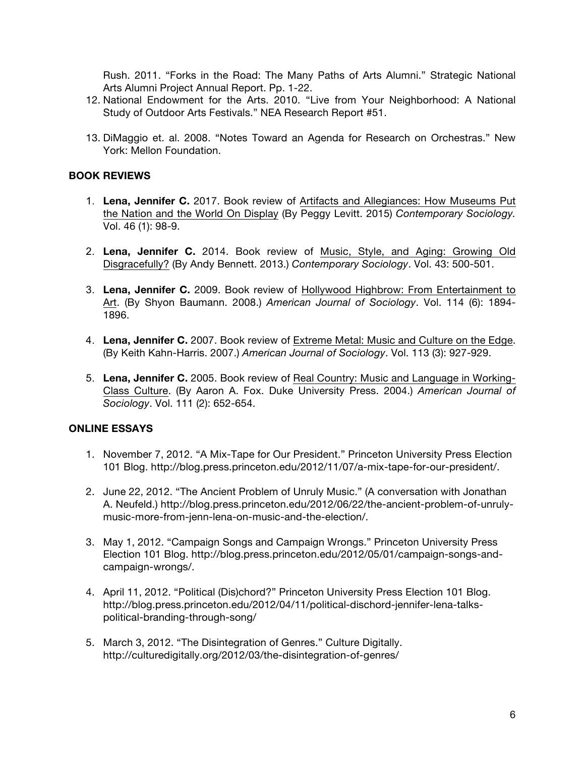Rush. 2011. "Forks in the Road: The Many Paths of Arts Alumni." Strategic National Arts Alumni Project Annual Report. Pp. 1-22.

12. National Endowment for the Arts. 2010. "Live from Your Neighborhood: A National Study of Outdoor Arts Festivals." NEA Research Report #51.

13. DiMaggio et. al. 2008. "Notes Toward an Agenda for Research on Orchestras." New York: Mellon Foundation.

## BOOK REVIEWS

1. **Lena, Jennifer C.** 2017. Book review of <u>Artifacts and Allegiances: How Museums Put the Nation and the World On Display</u> (By Peggy Levitt. 2015) *Contemporary Sociology.* Vol. 46 (1): 98-9.

2. **Lena, Jennifer C.** 2014. Book review of <u>Music, Style, and Aging: Growing Old Disgracefully?</u> (By Andy Bennett. 2013.) *Contemporary Sociology*. Vol. 43: 500-501.

3. **Lena, Jennifer C.** 2009. Book review of <u>Hollywood Highbrow: From Entertainment to Art</u>. (By Shyon Baumann. 2008.) *American Journal of Sociology*. Vol. 114 (6): 1894-1896.

4. **Lena, Jennifer C.** 2007. Book review of <u>Extreme Metal: Music and Culture on the Edge</u>. (By Keith Kahn-Harris. 2007.) *American Journal of Sociology*. Vol. 113 (3): 927-929.

5. **Lena, Jennifer C.** 2005. Book review of <u>Real Country: Music and Language in Working-Class Culture</u>. (By Aaron A. Fox. Duke University Press. 2004.) *American Journal of Sociology*. Vol. 111 (2): 652-654.

## ONLINE ESSAYS

1. November 7, 2012. "A Mix-Tape for Our President." Princeton University Press Election 101 Blog. http://blog.press.princeton.edu/2012/11/07/a-mix-tape-for-our-president/.

2. June 22, 2012. "The Ancient Problem of Unruly Music." (A conversation with Jonathan A. Neufeld.) http://blog.press.princeton.edu/2012/06/22/the-ancient-problem-of-unruly-music-more-from-jenn-lena-on-music-and-the-election/.

3. May 1, 2012. "Campaign Songs and Campaign Wrongs." Princeton University Press Election 101 Blog. http://blog.press.princeton.edu/2012/05/01/campaign-songs-and-campaign-wrongs/.

4. April 11, 2012. "Political (Dis)chord?" Princeton University Press Election 101 Blog. http://blog.press.princeton.edu/2012/04/11/political-dischord-jennifer-lena-talks-political-branding-through-song/

5. March 3, 2012. "The Disintegration of Genres." Culture Digitally. http://culturedigitally.org/2012/03/the-disintegration-of-genres/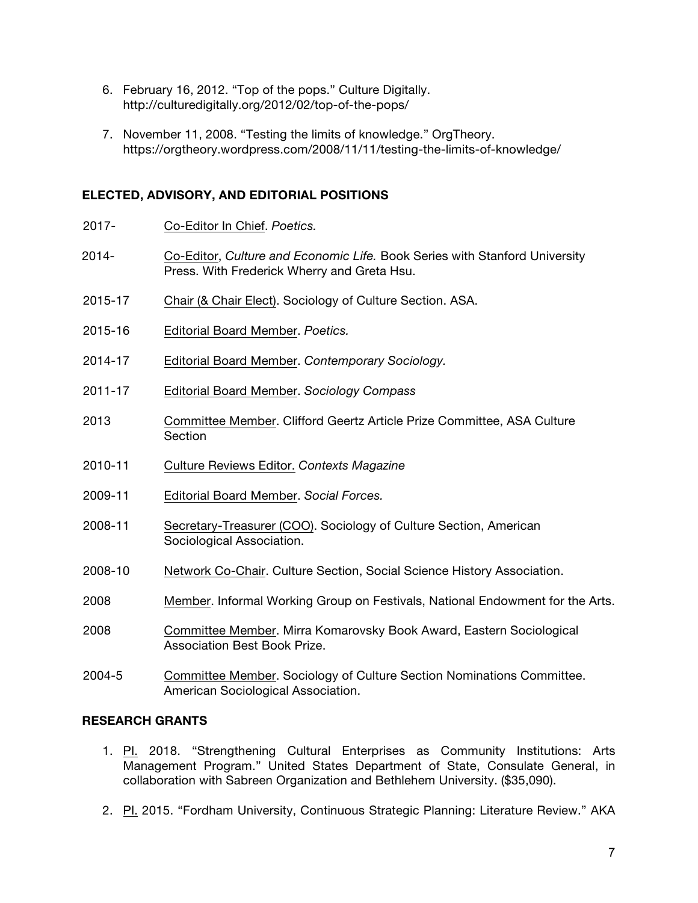6. February 16, 2012. "Top of the pops." Culture Digitally. http://culturedigitally.org/2012/02/top-of-the-pops/

7. November 11, 2008. "Testing the limits of knowledge." OrgTheory. https://orgtheory.wordpress.com/2008/11/11/testing-the-limits-of-knowledge/

## ELECTED, ADVISORY, AND EDITORIAL POSITIONS

2017- Co-Editor In Chief. *Poetics.*

2014- Co-Editor, *Culture and Economic Life.* Book Series with Stanford University Press. With Frederick Wherry and Greta Hsu.

2015-17 Chair (& Chair Elect). Sociology of Culture Section. ASA.

2015-16 Editorial Board Member. *Poetics.*

2014-17 Editorial Board Member. *Contemporary Sociology.*

2011-17 Editorial Board Member. *Sociology Compass*

2013 Committee Member. Clifford Geertz Article Prize Committee, ASA Culture Section

2010-11 Culture Reviews Editor. *Contexts Magazine*

2009-11 Editorial Board Member. *Social Forces.*

2008-11 Secretary-Treasurer (COO). Sociology of Culture Section, American Sociological Association.

2008-10 Network Co-Chair. Culture Section, Social Science History Association.

2008 Member. Informal Working Group on Festivals, National Endowment for the Arts.

2008 Committee Member. Mirra Komarovsky Book Award, Eastern Sociological Association Best Book Prize.

2004-5 Committee Member. Sociology of Culture Section Nominations Committee. American Sociological Association.

## RESEARCH GRANTS

1. PI. 2018. "Strengthening Cultural Enterprises as Community Institutions: Arts Management Program." United States Department of State, Consulate General, in collaboration with Sabreen Organization and Bethlehem University. ($35,090).

2. PI. 2015. "Fordham University, Continuous Strategic Planning: Literature Review." AKA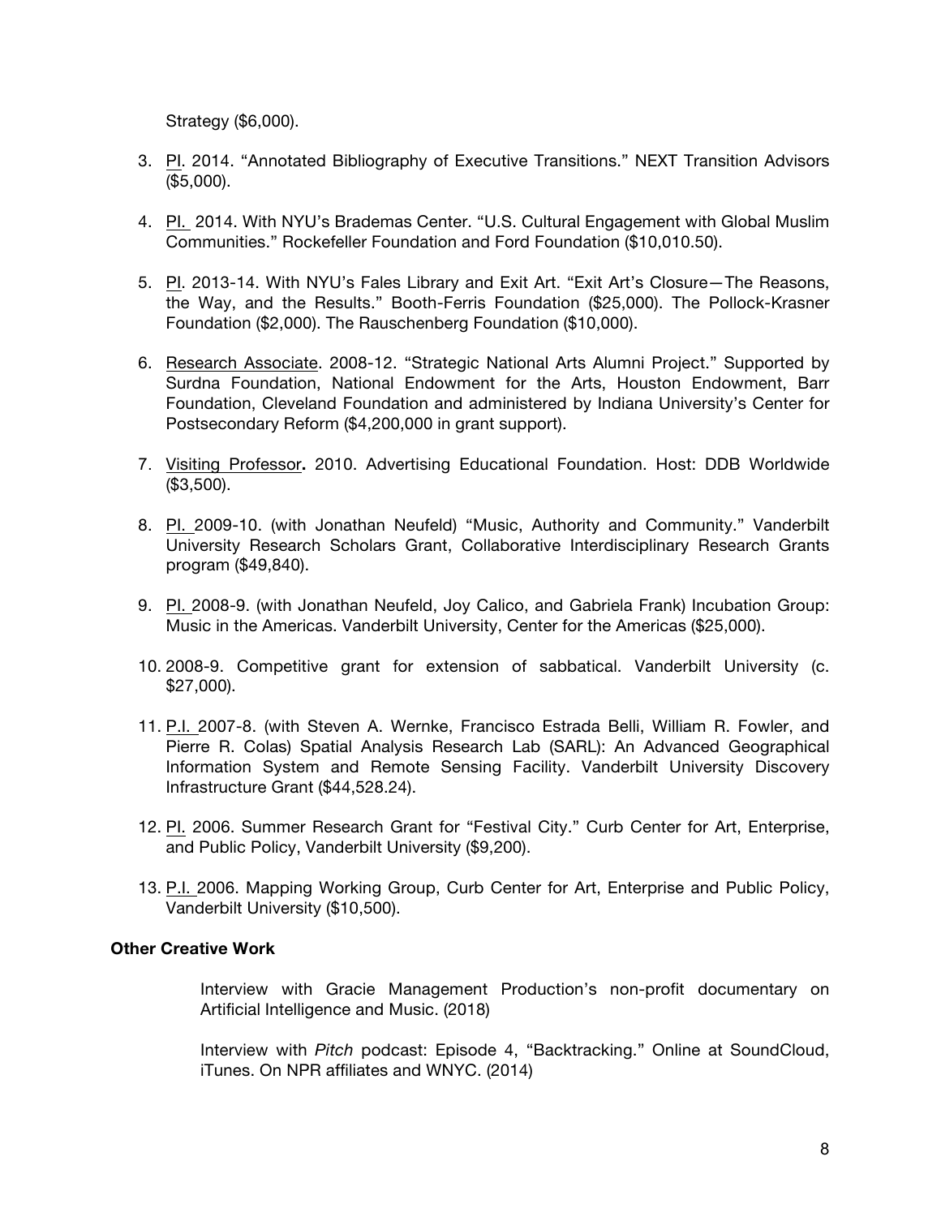Strategy ($6,000).

3. PI. 2014. "Annotated Bibliography of Executive Transitions." NEXT Transition Advisors ($5,000).

4. PI. 2014. With NYU's Brademas Center. "U.S. Cultural Engagement with Global Muslim Communities." Rockefeller Foundation and Ford Foundation ($10,010.50).

5. PI. 2013-14. With NYU's Fales Library and Exit Art. "Exit Art's Closure—The Reasons, the Way, and the Results." Booth-Ferris Foundation ($25,000). The Pollock-Krasner Foundation ($2,000). The Rauschenberg Foundation ($10,000).

6. Research Associate. 2008-12. "Strategic National Arts Alumni Project." Supported by Surdna Foundation, National Endowment for the Arts, Houston Endowment, Barr Foundation, Cleveland Foundation and administered by Indiana University's Center for Postsecondary Reform ($4,200,000 in grant support).

7. Visiting Professor**.** 2010. Advertising Educational Foundation. Host: DDB Worldwide ($3,500).

8. PI. 2009-10. (with Jonathan Neufeld) "Music, Authority and Community." Vanderbilt University Research Scholars Grant, Collaborative Interdisciplinary Research Grants program ($49,840).

9. PI. 2008-9. (with Jonathan Neufeld, Joy Calico, and Gabriela Frank) Incubation Group: Music in the Americas. Vanderbilt University, Center for the Americas ($25,000).

10. 2008-9. Competitive grant for extension of sabbatical. Vanderbilt University (c. $27,000).

11. P.I. 2007-8. (with Steven A. Wernke, Francisco Estrada Belli, William R. Fowler, and Pierre R. Colas) Spatial Analysis Research Lab (SARL): An Advanced Geographical Information System and Remote Sensing Facility. Vanderbilt University Discovery Infrastructure Grant ($44,528.24).

12. PI. 2006. Summer Research Grant for "Festival City." Curb Center for Art, Enterprise, and Public Policy, Vanderbilt University ($9,200).

13. P.I. 2006. Mapping Working Group, Curb Center for Art, Enterprise and Public Policy, Vanderbilt University ($10,500).

**Other Creative Work**

Interview with Gracie Management Production's non-profit documentary on Artificial Intelligence and Music. (2018)

Interview with *Pitch* podcast: Episode 4, "Backtracking." Online at SoundCloud, iTunes. On NPR affiliates and WNYC. (2014)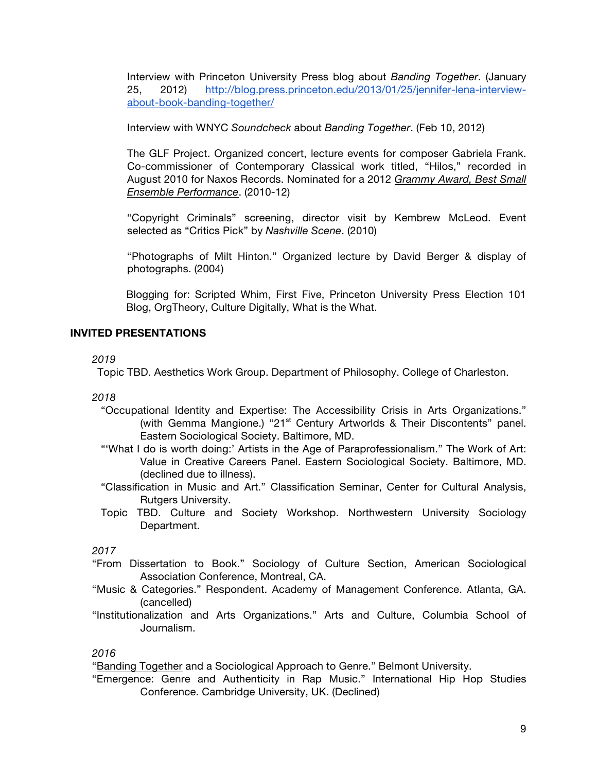Interview with Princeton University Press blog about *Banding Together*. (January 25, 2012) [http://blog.press.princeton.edu/2013/01/25/jennifer-lena-interview-about-book-banding-together/](http://blog.press.princeton.edu/2013/01/25/jennifer-lena-interview-about-book-banding-together/)

Interview with WNYC *Soundcheck* about *Banding Together*. (Feb 10, 2012)

The GLF Project. Organized concert, lecture events for composer Gabriela Frank. Co-commissioner of Contemporary Classical work titled, "Hilos," recorded in August 2010 for Naxos Records. Nominated for a 2012 *Grammy Award, Best Small Ensemble Performance*. (2010-12)

"Copyright Criminals" screening, director visit by Kembrew McLeod. Event selected as "Critics Pick" by *Nashville Scene*. (2010)

"Photographs of Milt Hinton." Organized lecture by David Berger & display of photographs. (2004)

Blogging for: Scripted Whim, First Five, Princeton University Press Election 101 Blog, OrgTheory, Culture Digitally, What is the What.

## INVITED PRESENTATIONS

*2019*

Topic TBD. Aesthetics Work Group. Department of Philosophy. College of Charleston.

*2018*

"Occupational Identity and Expertise: The Accessibility Crisis in Arts Organizations." (with Gemma Mangione.) "21st Century Artworlds & Their Discontents" panel. Eastern Sociological Society. Baltimore, MD.

"'What I do is worth doing:' Artists in the Age of Paraprofessionalism." The Work of Art: Value in Creative Careers Panel. Eastern Sociological Society. Baltimore, MD. (declined due to illness).

"Classification in Music and Art." Classification Seminar, Center for Cultural Analysis, Rutgers University.

Topic TBD. Culture and Society Workshop. Northwestern University Sociology Department.

*2017*

"From Dissertation to Book." Sociology of Culture Section, American Sociological Association Conference, Montreal, CA.

"Music & Categories." Respondent. Academy of Management Conference. Atlanta, GA. (cancelled)

"Institutionalization and Arts Organizations." Arts and Culture, Columbia School of Journalism.

*2016*

"Banding Together and a Sociological Approach to Genre." Belmont University.

"Emergence: Genre and Authenticity in Rap Music." International Hip Hop Studies Conference. Cambridge University, UK. (Declined)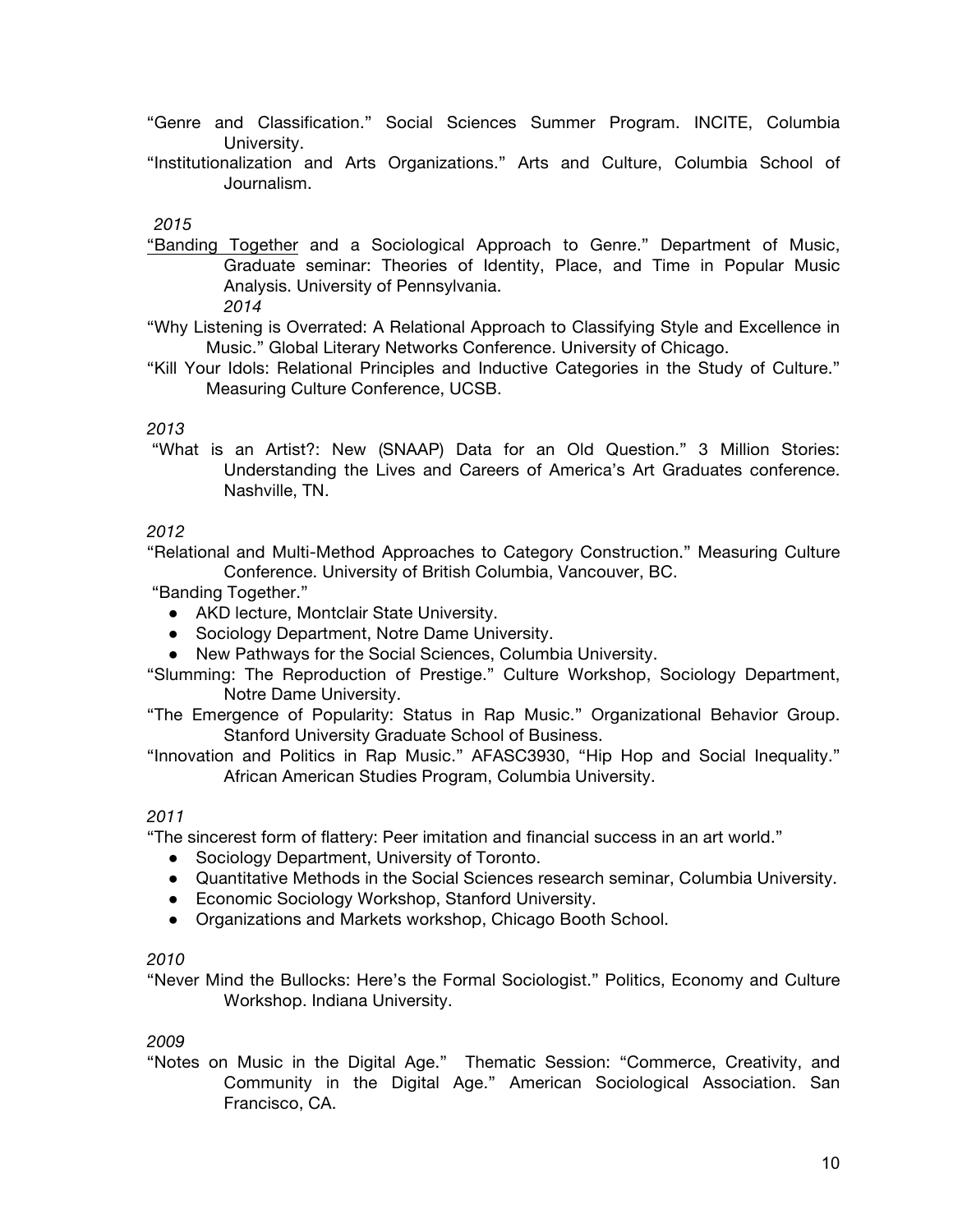"Genre and Classification." Social Sciences Summer Program. INCITE, Columbia University.

"Institutionalization and Arts Organizations." Arts and Culture, Columbia School of Journalism.

*2015*

"Banding Together and a Sociological Approach to Genre." Department of Music, Graduate seminar: Theories of Identity, Place, and Time in Popular Music Analysis. University of Pennsylvania.

*2014*

"Why Listening is Overrated: A Relational Approach to Classifying Style and Excellence in Music." Global Literary Networks Conference. University of Chicago.

"Kill Your Idols: Relational Principles and Inductive Categories in the Study of Culture." Measuring Culture Conference, UCSB.

*2013*

"What is an Artist?: New (SNAAP) Data for an Old Question." 3 Million Stories: Understanding the Lives and Careers of America's Art Graduates conference. Nashville, TN.

*2012*

"Relational and Multi-Method Approaches to Category Construction." Measuring Culture Conference. University of British Columbia, Vancouver, BC.

"Banding Together."

- AKD lecture, Montclair State University.
- Sociology Department, Notre Dame University.
- New Pathways for the Social Sciences, Columbia University.

"Slumming: The Reproduction of Prestige." Culture Workshop, Sociology Department, Notre Dame University.

"The Emergence of Popularity: Status in Rap Music." Organizational Behavior Group. Stanford University Graduate School of Business.

"Innovation and Politics in Rap Music." AFASC3930, "Hip Hop and Social Inequality." African American Studies Program, Columbia University.

*2011*

"The sincerest form of flattery: Peer imitation and financial success in an art world."

- Sociology Department, University of Toronto.
- Quantitative Methods in the Social Sciences research seminar, Columbia University.
- Economic Sociology Workshop, Stanford University.
- Organizations and Markets workshop, Chicago Booth School.

*2010*

"Never Mind the Bullocks: Here's the Formal Sociologist." Politics, Economy and Culture Workshop. Indiana University.

*2009*

"Notes on Music in the Digital Age." Thematic Session: "Commerce, Creativity, and Community in the Digital Age." American Sociological Association. San Francisco, CA.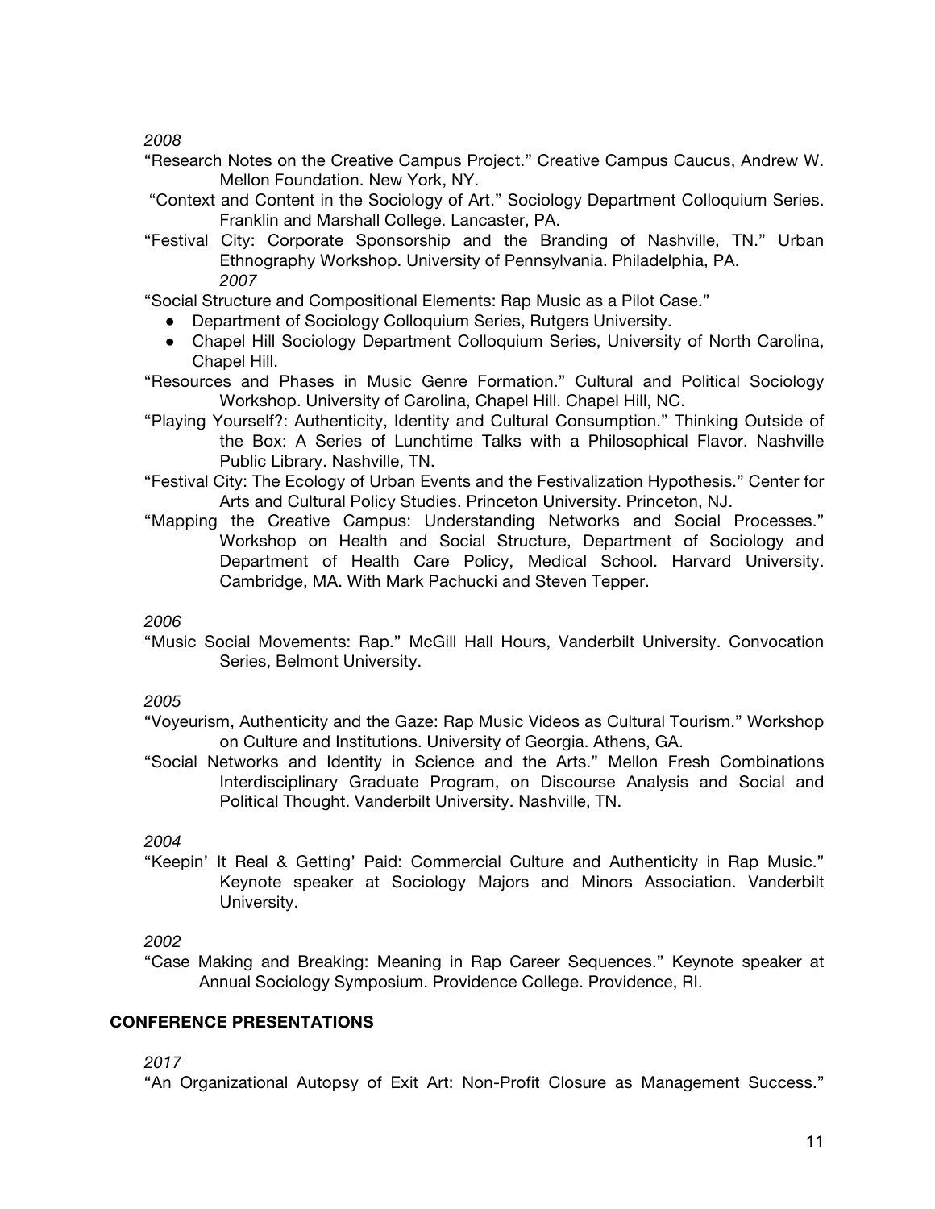*2008*

"Research Notes on the Creative Campus Project." Creative Campus Caucus, Andrew W. Mellon Foundation. New York, NY.

"Context and Content in the Sociology of Art." Sociology Department Colloquium Series. Franklin and Marshall College. Lancaster, PA.

"Festival City: Corporate Sponsorship and the Branding of Nashville, TN." Urban Ethnography Workshop. University of Pennsylvania. Philadelphia, PA.

*2007*

"Social Structure and Compositional Elements: Rap Music as a Pilot Case."

- Department of Sociology Colloquium Series, Rutgers University.
- Chapel Hill Sociology Department Colloquium Series, University of North Carolina, Chapel Hill.

"Resources and Phases in Music Genre Formation." Cultural and Political Sociology Workshop. University of Carolina, Chapel Hill. Chapel Hill, NC.

"Playing Yourself?: Authenticity, Identity and Cultural Consumption." Thinking Outside of the Box: A Series of Lunchtime Talks with a Philosophical Flavor. Nashville Public Library. Nashville, TN.

"Festival City: The Ecology of Urban Events and the Festivalization Hypothesis." Center for Arts and Cultural Policy Studies. Princeton University. Princeton, NJ.

"Mapping the Creative Campus: Understanding Networks and Social Processes." Workshop on Health and Social Structure, Department of Sociology and Department of Health Care Policy, Medical School. Harvard University. Cambridge, MA. With Mark Pachucki and Steven Tepper.

*2006*

"Music Social Movements: Rap." McGill Hall Hours, Vanderbilt University. Convocation Series, Belmont University.

*2005*

"Voyeurism, Authenticity and the Gaze: Rap Music Videos as Cultural Tourism." Workshop on Culture and Institutions. University of Georgia. Athens, GA.

"Social Networks and Identity in Science and the Arts." Mellon Fresh Combinations Interdisciplinary Graduate Program, on Discourse Analysis and Social and Political Thought. Vanderbilt University. Nashville, TN.

*2004*

"Keepin' It Real & Getting' Paid: Commercial Culture and Authenticity in Rap Music." Keynote speaker at Sociology Majors and Minors Association. Vanderbilt University.

*2002*

"Case Making and Breaking: Meaning in Rap Career Sequences." Keynote speaker at Annual Sociology Symposium. Providence College. Providence, RI.

## CONFERENCE PRESENTATIONS

*2017*

"An Organizational Autopsy of Exit Art: Non-Profit Closure as Management Success."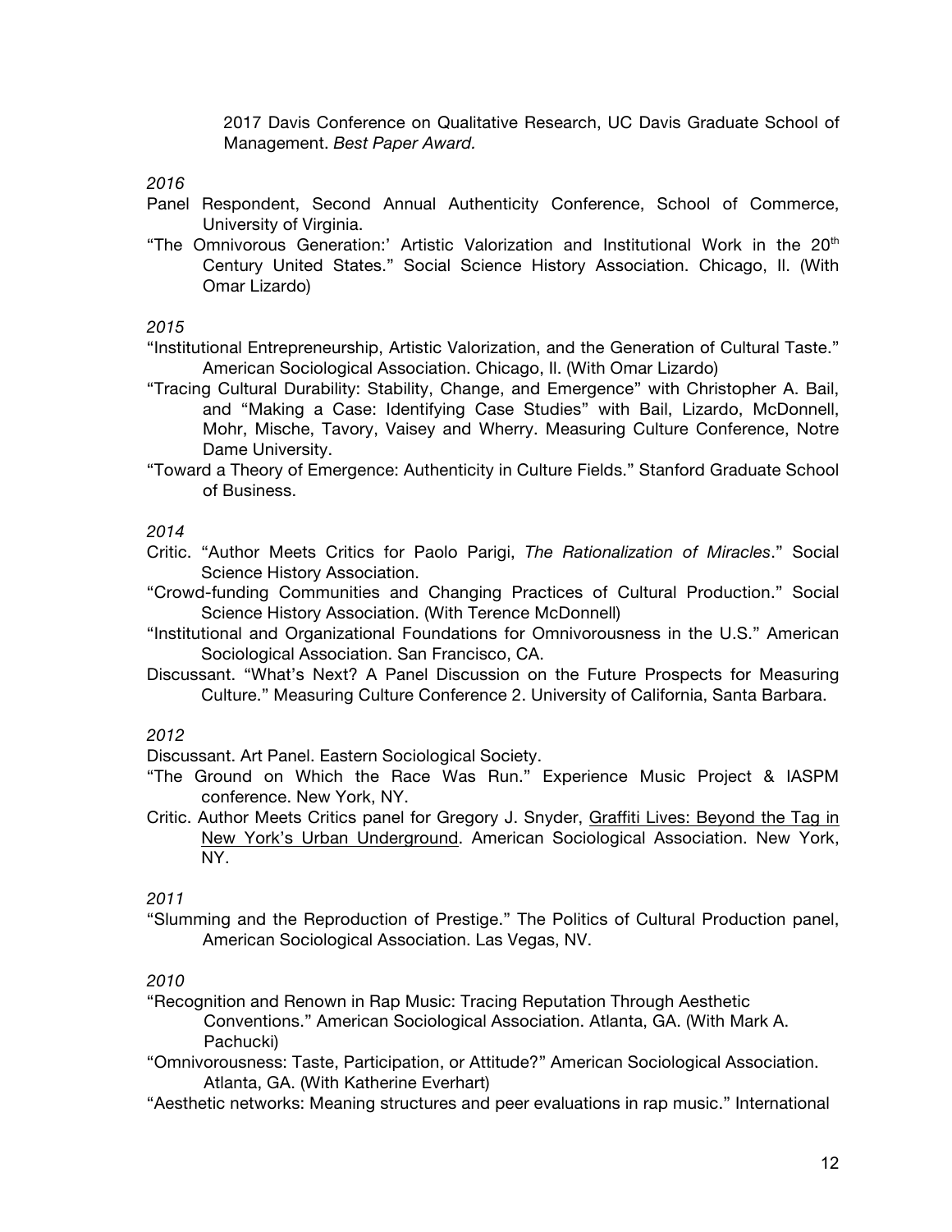2017 Davis Conference on Qualitative Research, UC Davis Graduate School of Management. *Best Paper Award.*

*2016*

Panel Respondent, Second Annual Authenticity Conference, School of Commerce, University of Virginia.

"The Omnivorous Generation:' Artistic Valorization and Institutional Work in the 20th Century United States." Social Science History Association. Chicago, Il. (With Omar Lizardo)

*2015*

"Institutional Entrepreneurship, Artistic Valorization, and the Generation of Cultural Taste." American Sociological Association. Chicago, Il. (With Omar Lizardo)

"Tracing Cultural Durability: Stability, Change, and Emergence" with Christopher A. Bail, and "Making a Case: Identifying Case Studies" with Bail, Lizardo, McDonnell, Mohr, Mische, Tavory, Vaisey and Wherry. Measuring Culture Conference, Notre Dame University.

"Toward a Theory of Emergence: Authenticity in Culture Fields." Stanford Graduate School of Business.

*2014*

Critic. "Author Meets Critics for Paolo Parigi, *The Rationalization of Miracles*." Social Science History Association.

"Crowd-funding Communities and Changing Practices of Cultural Production." Social Science History Association. (With Terence McDonnell)

"Institutional and Organizational Foundations for Omnivorousness in the U.S." American Sociological Association. San Francisco, CA.

Discussant. "What's Next? A Panel Discussion on the Future Prospects for Measuring Culture." Measuring Culture Conference 2. University of California, Santa Barbara.

*2012*

Discussant. Art Panel. Eastern Sociological Society.

"The Ground on Which the Race Was Run." Experience Music Project & IASPM conference. New York, NY.

Critic. Author Meets Critics panel for Gregory J. Snyder, <u>Graffiti Lives: Beyond the Tag in New York's Urban Underground</u>. American Sociological Association. New York, NY.

*2011*

"Slumming and the Reproduction of Prestige." The Politics of Cultural Production panel, American Sociological Association. Las Vegas, NV.

*2010*

"Recognition and Renown in Rap Music: Tracing Reputation Through Aesthetic Conventions." American Sociological Association. Atlanta, GA. (With Mark A. Pachucki)

"Omnivorousness: Taste, Participation, or Attitude?" American Sociological Association. Atlanta, GA. (With Katherine Everhart)

"Aesthetic networks: Meaning structures and peer evaluations in rap music." International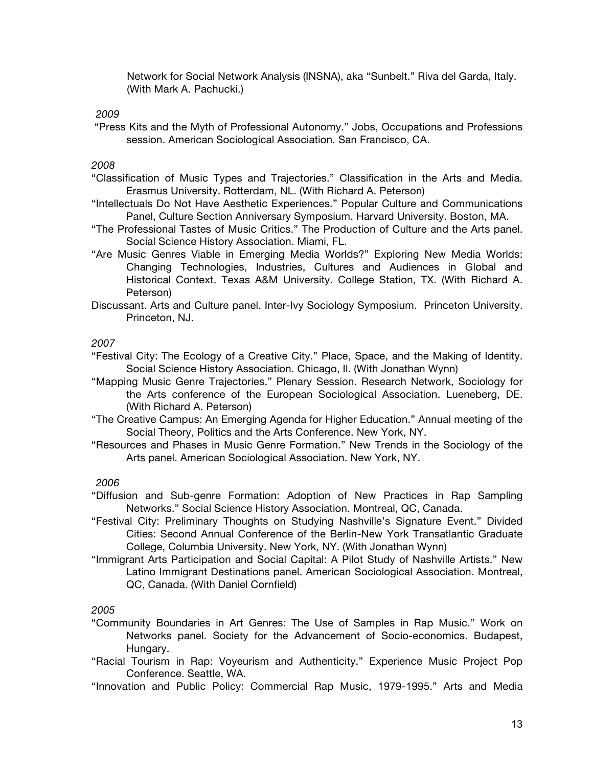Network for Social Network Analysis (INSNA), aka "Sunbelt." Riva del Garda, Italy. (With Mark A. Pachucki.)

*2009*

"Press Kits and the Myth of Professional Autonomy." Jobs, Occupations and Professions session. American Sociological Association. San Francisco, CA.

*2008*

"Classification of Music Types and Trajectories." Classification in the Arts and Media. Erasmus University. Rotterdam, NL. (With Richard A. Peterson)

"Intellectuals Do Not Have Aesthetic Experiences." Popular Culture and Communications Panel, Culture Section Anniversary Symposium. Harvard University. Boston, MA.

"The Professional Tastes of Music Critics." The Production of Culture and the Arts panel. Social Science History Association. Miami, FL.

"Are Music Genres Viable in Emerging Media Worlds?" Exploring New Media Worlds: Changing Technologies, Industries, Cultures and Audiences in Global and Historical Context. Texas A&M University. College Station, TX. (With Richard A. Peterson)

Discussant. Arts and Culture panel. Inter-Ivy Sociology Symposium. Princeton University. Princeton, NJ.

*2007*

"Festival City: The Ecology of a Creative City." Place, Space, and the Making of Identity. Social Science History Association. Chicago, Il. (With Jonathan Wynn)

"Mapping Music Genre Trajectories." Plenary Session. Research Network, Sociology for the Arts conference of the European Sociological Association. Lueneberg, DE. (With Richard A. Peterson)

"The Creative Campus: An Emerging Agenda for Higher Education." Annual meeting of the Social Theory, Politics and the Arts Conference. New York, NY.

"Resources and Phases in Music Genre Formation." New Trends in the Sociology of the Arts panel. American Sociological Association. New York, NY.

*2006*

"Diffusion and Sub-genre Formation: Adoption of New Practices in Rap Sampling Networks." Social Science History Association. Montreal, QC, Canada.

"Festival City: Preliminary Thoughts on Studying Nashville's Signature Event." Divided Cities: Second Annual Conference of the Berlin-New York Transatlantic Graduate College, Columbia University. New York, NY. (With Jonathan Wynn)

"Immigrant Arts Participation and Social Capital: A Pilot Study of Nashville Artists." New Latino Immigrant Destinations panel. American Sociological Association. Montreal, QC, Canada. (With Daniel Cornfield)

*2005*

"Community Boundaries in Art Genres: The Use of Samples in Rap Music." Work on Networks panel. Society for the Advancement of Socio-economics. Budapest, Hungary.

"Racial Tourism in Rap: Voyeurism and Authenticity." Experience Music Project Pop Conference. Seattle, WA.

"Innovation and Public Policy: Commercial Rap Music, 1979-1995." Arts and Media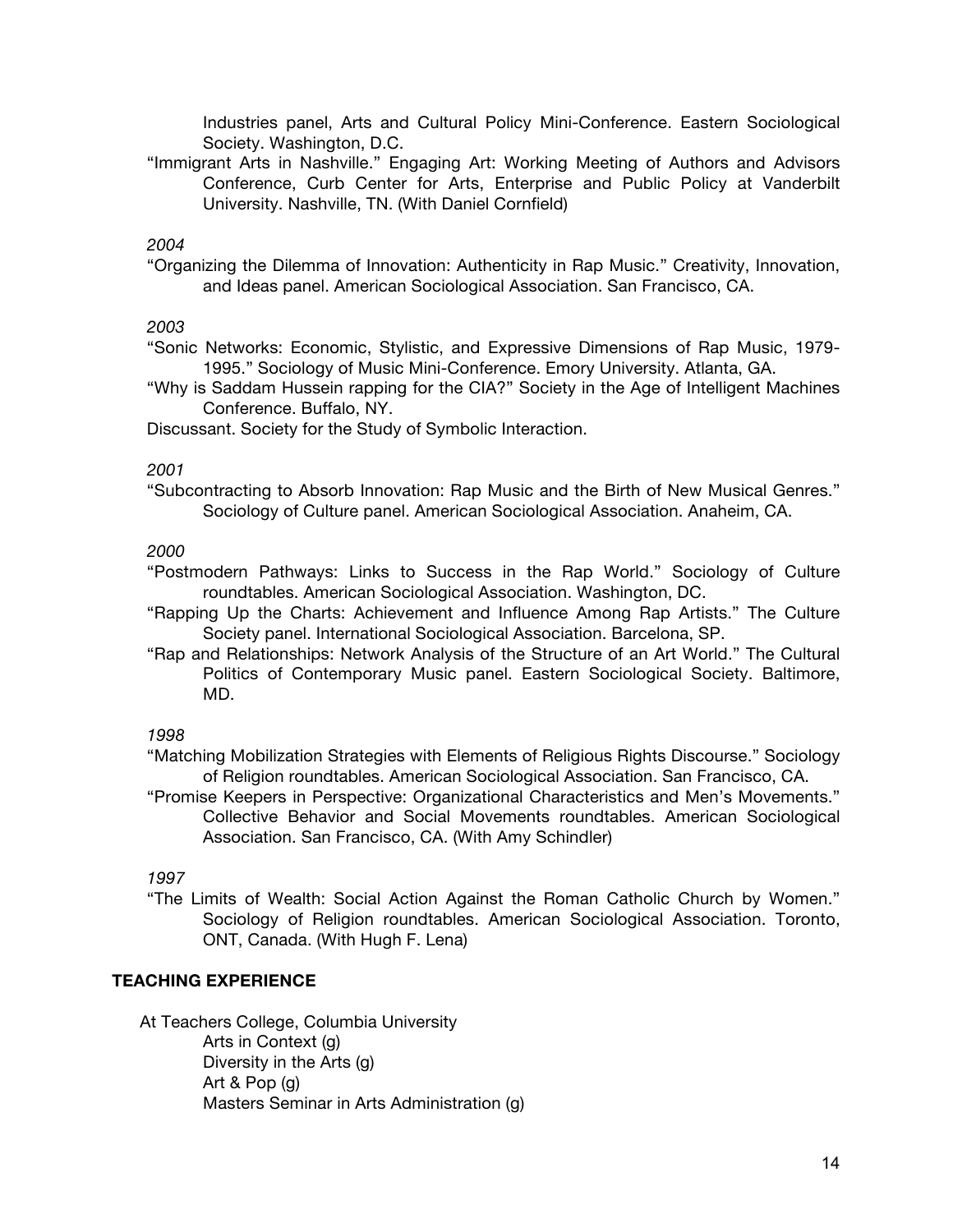Industries panel, Arts and Cultural Policy Mini-Conference. Eastern Sociological Society. Washington, D.C.

"Immigrant Arts in Nashville." Engaging Art: Working Meeting of Authors and Advisors Conference, Curb Center for Arts, Enterprise and Public Policy at Vanderbilt University. Nashville, TN. (With Daniel Cornfield)

*2004*

"Organizing the Dilemma of Innovation: Authenticity in Rap Music." Creativity, Innovation, and Ideas panel. American Sociological Association. San Francisco, CA.

*2003*

"Sonic Networks: Economic, Stylistic, and Expressive Dimensions of Rap Music, 1979-1995." Sociology of Music Mini-Conference. Emory University. Atlanta, GA.

"Why is Saddam Hussein rapping for the CIA?" Society in the Age of Intelligent Machines Conference. Buffalo, NY.

Discussant. Society for the Study of Symbolic Interaction.

*2001*

"Subcontracting to Absorb Innovation: Rap Music and the Birth of New Musical Genres." Sociology of Culture panel. American Sociological Association. Anaheim, CA.

*2000*

"Postmodern Pathways: Links to Success in the Rap World." Sociology of Culture roundtables. American Sociological Association. Washington, DC.

"Rapping Up the Charts: Achievement and Influence Among Rap Artists." The Culture Society panel. International Sociological Association. Barcelona, SP.

"Rap and Relationships: Network Analysis of the Structure of an Art World." The Cultural Politics of Contemporary Music panel. Eastern Sociological Society. Baltimore, MD.

*1998*

"Matching Mobilization Strategies with Elements of Religious Rights Discourse." Sociology of Religion roundtables. American Sociological Association. San Francisco, CA.

"Promise Keepers in Perspective: Organizational Characteristics and Men's Movements." Collective Behavior and Social Movements roundtables. American Sociological Association. San Francisco, CA. (With Amy Schindler)

*1997*

"The Limits of Wealth: Social Action Against the Roman Catholic Church by Women." Sociology of Religion roundtables. American Sociological Association. Toronto, ONT, Canada. (With Hugh F. Lena)

## TEACHING EXPERIENCE

At Teachers College, Columbia University

- Arts in Context (g)
- Diversity in the Arts (g)
- Art & Pop (g)
- Masters Seminar in Arts Administration (g)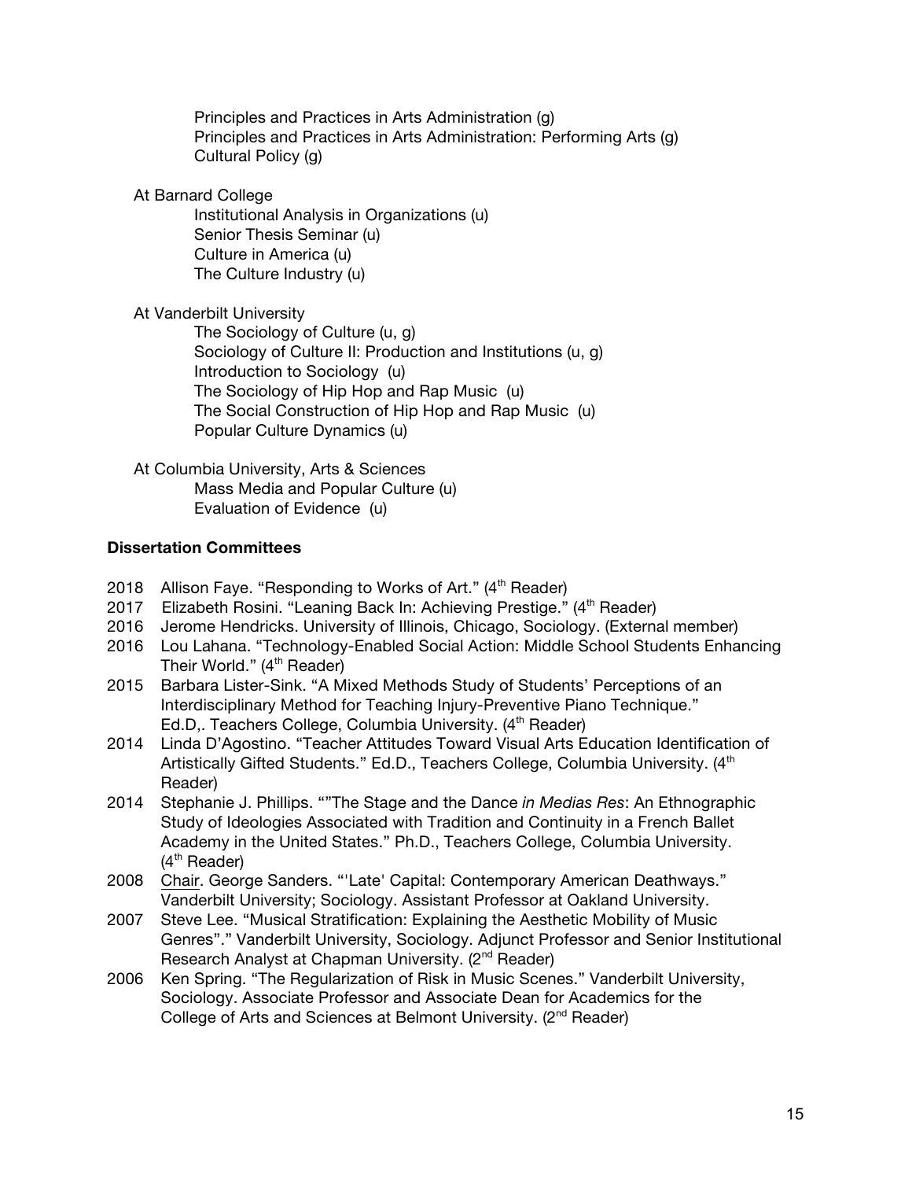Principles and Practices in Arts Administration (g)
Principles and Practices in Arts Administration: Performing Arts (g)
Cultural Policy (g)

At Barnard College

Institutional Analysis in Organizations (u)
Senior Thesis Seminar (u)
Culture in America (u)
The Culture Industry (u)

At Vanderbilt University

The Sociology of Culture (u, g)
Sociology of Culture II: Production and Institutions (u, g)
Introduction to Sociology (u)
The Sociology of Hip Hop and Rap Music (u)
The Social Construction of Hip Hop and Rap Music (u)
Popular Culture Dynamics (u)

At Columbia University, Arts & Sciences

Mass Media and Popular Culture (u)
Evaluation of Evidence (u)

**Dissertation Committees**

2018 Allison Faye. "Responding to Works of Art." (4th Reader)
2017 Elizabeth Rosini. "Leaning Back In: Achieving Prestige." (4th Reader)
2016 Jerome Hendricks. University of Illinois, Chicago, Sociology. (External member)
2016 Lou Lahana. "Technology-Enabled Social Action: Middle School Students Enhancing Their World." (4th Reader)
2015 Barbara Lister-Sink. "A Mixed Methods Study of Students' Perceptions of an Interdisciplinary Method for Teaching Injury-Preventive Piano Technique." Ed.D,. Teachers College, Columbia University. (4th Reader)
2014 Linda D'Agostino. "Teacher Attitudes Toward Visual Arts Education Identification of Artistically Gifted Students." Ed.D., Teachers College, Columbia University. (4th Reader)
2014 Stephanie J. Phillips. ""The Stage and the Dance *in Medias Res*: An Ethnographic Study of Ideologies Associated with Tradition and Continuity in a French Ballet Academy in the United States." Ph.D., Teachers College, Columbia University. (4th Reader)
2008 Chair. George Sanders. "'Late' Capital: Contemporary American Deathways." Vanderbilt University; Sociology. Assistant Professor at Oakland University.
2007 Steve Lee. "Musical Stratification: Explaining the Aesthetic Mobility of Music Genres"." Vanderbilt University, Sociology. Adjunct Professor and Senior Institutional Research Analyst at Chapman University. (2nd Reader)
2006 Ken Spring. "The Regularization of Risk in Music Scenes." Vanderbilt University, Sociology. Associate Professor and Associate Dean for Academics for the College of Arts and Sciences at Belmont University. (2nd Reader)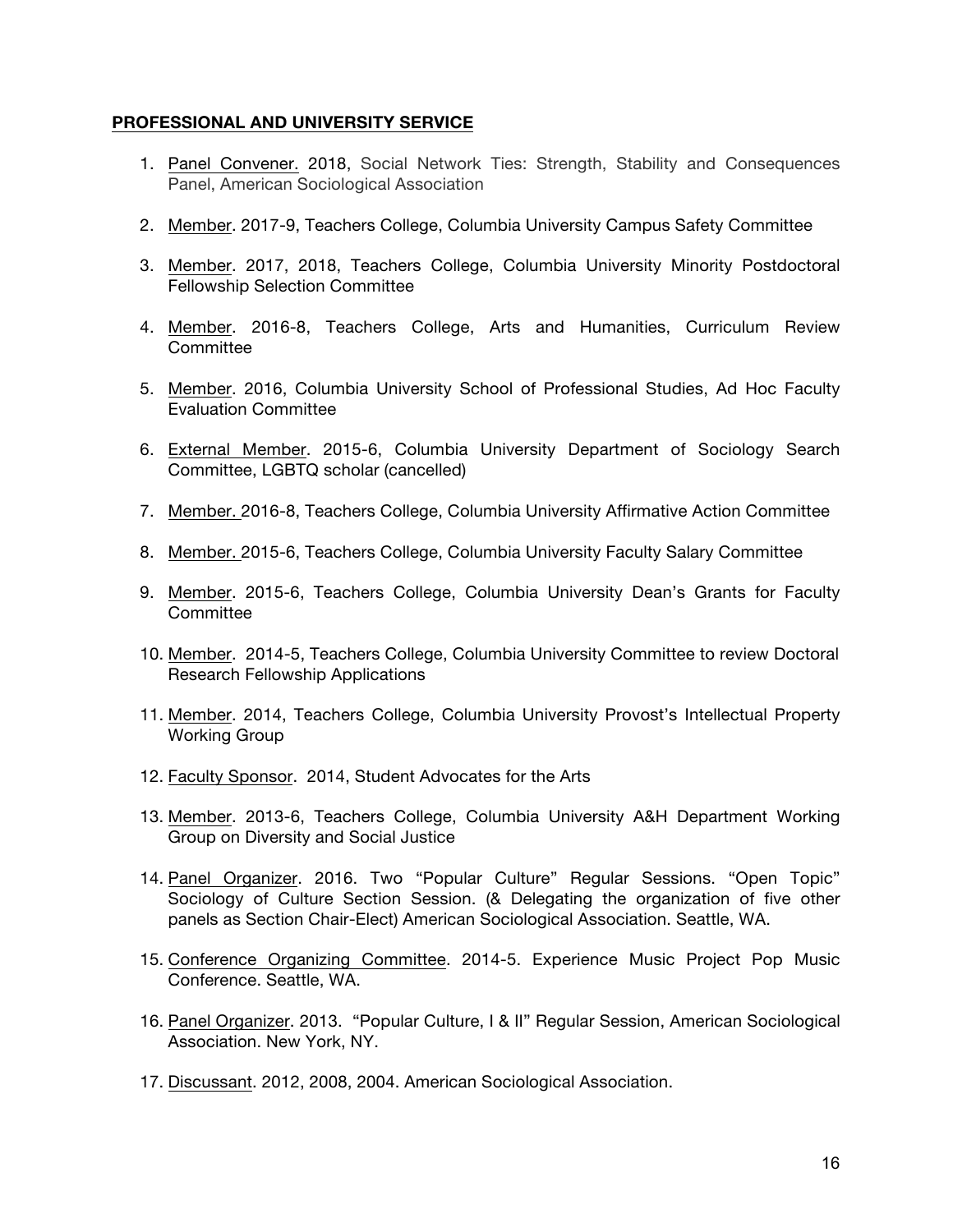**PROFESSIONAL AND UNIVERSITY SERVICE**

1. Panel Convener. 2018, Social Network Ties: Strength, Stability and Consequences Panel, American Sociological Association

2. Member. 2017-9, Teachers College, Columbia University Campus Safety Committee

3. Member. 2017, 2018, Teachers College, Columbia University Minority Postdoctoral Fellowship Selection Committee

4. Member. 2016-8, Teachers College, Arts and Humanities, Curriculum Review Committee

5. Member. 2016, Columbia University School of Professional Studies, Ad Hoc Faculty Evaluation Committee

6. External Member. 2015-6, Columbia University Department of Sociology Search Committee, LGBTQ scholar (cancelled)

7. Member. 2016-8, Teachers College, Columbia University Affirmative Action Committee

8. Member. 2015-6, Teachers College, Columbia University Faculty Salary Committee

9. Member. 2015-6, Teachers College, Columbia University Dean's Grants for Faculty Committee

10. Member. 2014-5, Teachers College, Columbia University Committee to review Doctoral Research Fellowship Applications

11. Member. 2014, Teachers College, Columbia University Provost's Intellectual Property Working Group

12. Faculty Sponsor. 2014, Student Advocates for the Arts

13. Member. 2013-6, Teachers College, Columbia University A&H Department Working Group on Diversity and Social Justice

14. Panel Organizer. 2016. Two "Popular Culture" Regular Sessions. "Open Topic" Sociology of Culture Section Session. (& Delegating the organization of five other panels as Section Chair-Elect) American Sociological Association. Seattle, WA.

15. Conference Organizing Committee. 2014-5. Experience Music Project Pop Music Conference. Seattle, WA.

16. Panel Organizer. 2013. "Popular Culture, I & II" Regular Session, American Sociological Association. New York, NY.

17. Discussant. 2012, 2008, 2004. American Sociological Association.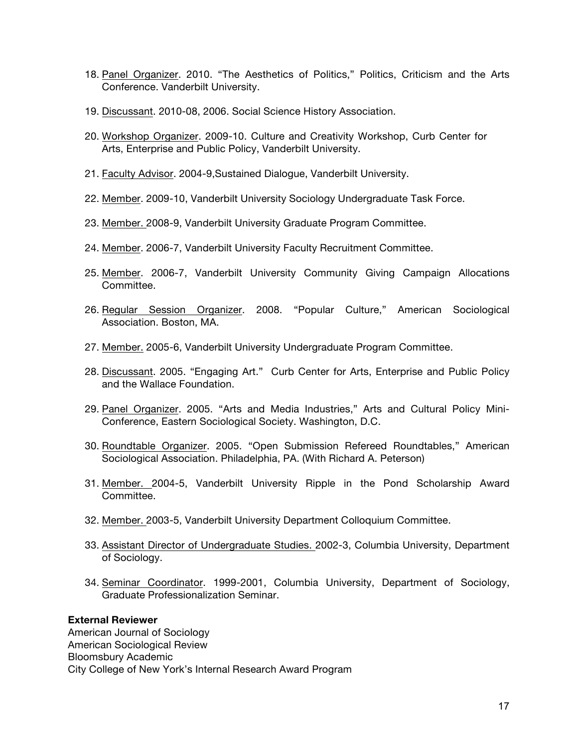18. Panel Organizer. 2010. "The Aesthetics of Politics," Politics, Criticism and the Arts Conference. Vanderbilt University.

19. Discussant. 2010-08, 2006. Social Science History Association.

20. Workshop Organizer. 2009-10. Culture and Creativity Workshop, Curb Center for Arts, Enterprise and Public Policy, Vanderbilt University.

21. Faculty Advisor. 2004-9,Sustained Dialogue, Vanderbilt University.

22. Member. 2009-10, Vanderbilt University Sociology Undergraduate Task Force.

23. Member. 2008-9, Vanderbilt University Graduate Program Committee.

24. Member. 2006-7, Vanderbilt University Faculty Recruitment Committee.

25. Member. 2006-7, Vanderbilt University Community Giving Campaign Allocations Committee.

26. Regular Session Organizer. 2008. "Popular Culture," American Sociological Association. Boston, MA.

27. Member. 2005-6, Vanderbilt University Undergraduate Program Committee.

28. Discussant. 2005. "Engaging Art." Curb Center for Arts, Enterprise and Public Policy and the Wallace Foundation.

29. Panel Organizer. 2005. "Arts and Media Industries," Arts and Cultural Policy Mini-Conference, Eastern Sociological Society. Washington, D.C.

30. Roundtable Organizer. 2005. "Open Submission Refereed Roundtables," American Sociological Association. Philadelphia, PA. (With Richard A. Peterson)

31. Member. 2004-5, Vanderbilt University Ripple in the Pond Scholarship Award Committee.

32. Member. 2003-5, Vanderbilt University Department Colloquium Committee.

33. Assistant Director of Undergraduate Studies. 2002-3, Columbia University, Department of Sociology.

34. Seminar Coordinator. 1999-2001, Columbia University, Department of Sociology, Graduate Professionalization Seminar.

**External Reviewer**

American Journal of Sociology
American Sociological Review
Bloomsbury Academic
City College of New York's Internal Research Award Program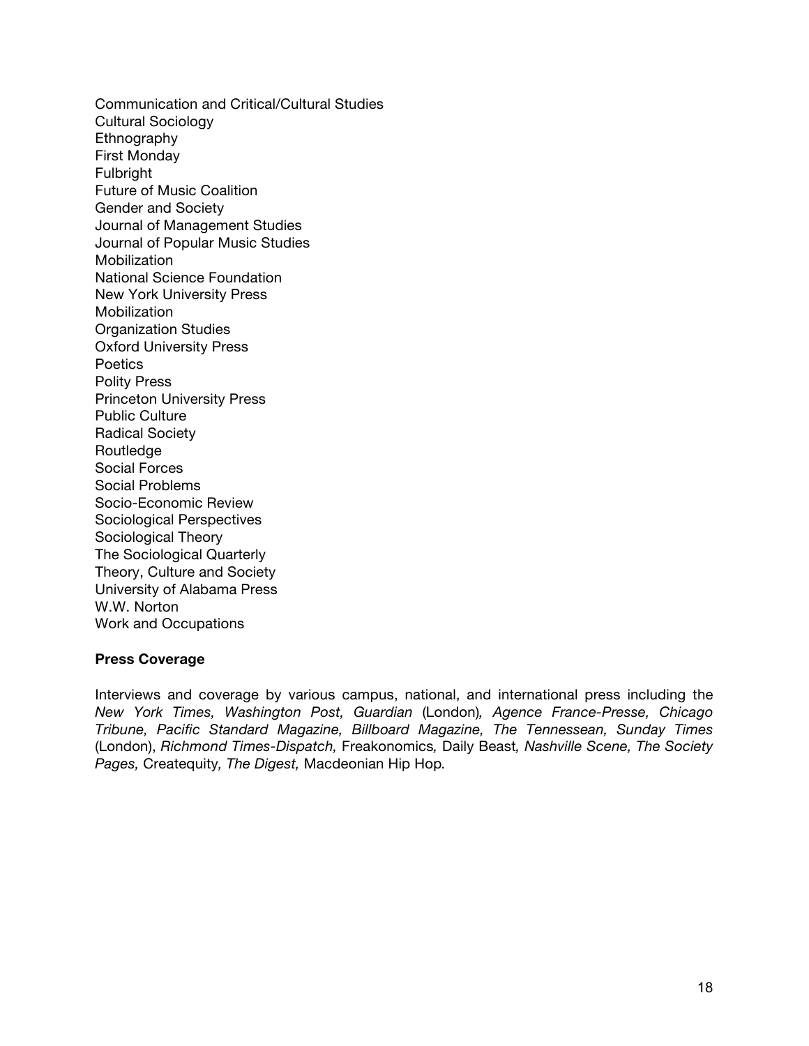Communication and Critical/Cultural Studies
Cultural Sociology
Ethnography
First Monday
Fulbright
Future of Music Coalition
Gender and Society
Journal of Management Studies
Journal of Popular Music Studies
Mobilization
National Science Foundation
New York University Press
Mobilization
Organization Studies
Oxford University Press
Poetics
Polity Press
Princeton University Press
Public Culture
Radical Society
Routledge
Social Forces
Social Problems
Socio-Economic Review
Sociological Perspectives
Sociological Theory
The Sociological Quarterly
Theory, Culture and Society
University of Alabama Press
W.W. Norton
Work and Occupations

**Press Coverage**

Interviews and coverage by various campus, national, and international press including the *New York Times, Washington Post, Guardian* (London)*, Agence France-Presse, Chicago Tribune, Pacific Standard Magazine, Billboard Magazine, The Tennessean, Sunday Times* (London), *Richmond Times-Dispatch,* Freakonomics*,* Daily Beast*, Nashville Scene, The Society Pages,* Createquity*, The Digest,* Macdeonian Hip Hop*.*